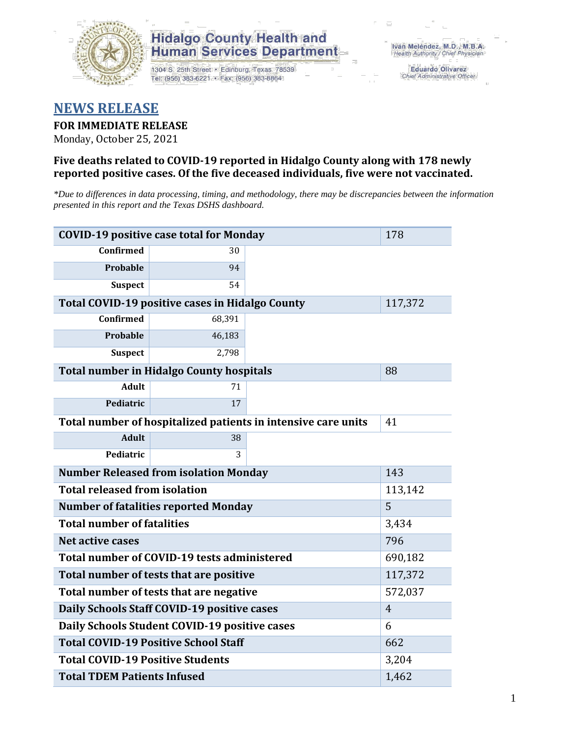Hidalgo County Health and Human Services Department

1304 S. 25th Street • Edinburg, Texas 78539
Tel: (956) 383-6221 • Fax: (956) 383-8864

Iván Meléndez, M.D., M.B.A.
Health Authority / Chief Physician

Eduardo Olivarez
Chief Administrative Officer

# NEWS RELEASE

**FOR IMMEDIATE RELEASE**
Monday, October 25, 2021

**Five deaths related to COVID-19 reported in Hidalgo County along with 178 newly reported positive cases. Of the five deceased individuals, five were not vaccinated.**

*\*Due to differences in data processing, timing, and methodology, there may be discrepancies between the information presented in this report and the Texas DSHS dashboard.*

| COVID-19 positive case total for Monday | | 178 |
|---|---|---|
| Confirmed | 30 | |
| Probable | 94 | |
| Suspect | 54 | |
| **Total COVID-19 positive cases in Hidalgo County** | | 117,372 |
| Confirmed | 68,391 | |
| Probable | 46,183 | |
| Suspect | 2,798 | |
| **Total number in Hidalgo County hospitals** | | 88 |
| Adult | 71 | |
| Pediatric | 17 | |
| **Total number of hospitalized patients in intensive care units** | | 41 |
| Adult | 38 | |
| Pediatric | 3 | |
| **Number Released from isolation Monday** | | 143 |
| **Total released from isolation** | | 113,142 |
| **Number of fatalities reported Monday** | | 5 |
| **Total number of fatalities** | | 3,434 |
| **Net active cases** | | 796 |
| **Total number of COVID-19 tests administered** | | 690,182 |
| **Total number of tests that are positive** | | 117,372 |
| **Total number of tests that are negative** | | 572,037 |
| **Daily Schools Staff COVID-19 positive cases** | | 4 |
| **Daily Schools Student COVID-19 positive cases** | | 6 |
| **Total COVID-19 Positive School Staff** | | 662 |
| **Total COVID-19 Positive Students** | | 3,204 |
| **Total TDEM Patients Infused** | | 1,462 |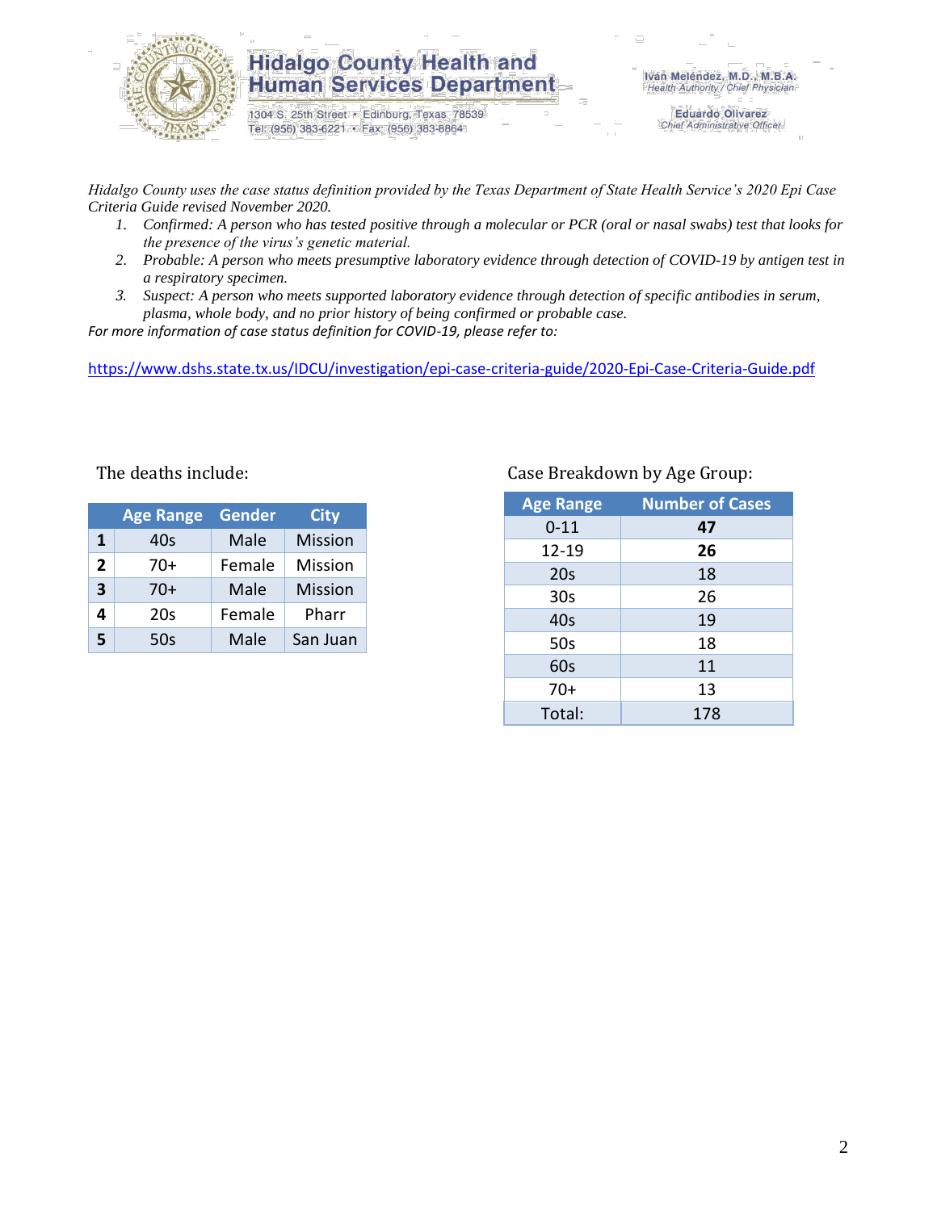# Hidalgo County Health and Human Services Department

1304 S. 25th Street • Edinburg, Texas 78539
Tel: (956) 383-6221 • Fax: (956) 383-8864

Iván Meléndez, M.D., M.B.A.
*Health Authority / Chief Physician*

Eduardo Olivarez
*Chief Administrative Officer*

*Hidalgo County uses the case status definition provided by the Texas Department of State Health Service's 2020 Epi Case Criteria Guide revised November 2020.*

1. *Confirmed: A person who has tested positive through a molecular or PCR (oral or nasal swabs) test that looks for the presence of the virus's genetic material.*
2. *Probable: A person who meets presumptive laboratory evidence through detection of COVID-19 by antigen test in a respiratory specimen.*
3. *Suspect: A person who meets supported laboratory evidence through detection of specific antibodies in serum, plasma, whole body, and no prior history of being confirmed or probable case.*

*For more information of case status definition for COVID-19, please refer to:*

https://www.dshs.state.tx.us/IDCU/investigation/epi-case-criteria-guide/2020-Epi-Case-Criteria-Guide.pdf

The deaths include:

| | Age Range | Gender | City |
|---|---|---|---|
| **1** | 40s | Male | Mission |
| **2** | 70+ | Female | Mission |
| **3** | 70+ | Male | Mission |
| **4** | 20s | Female | Pharr |
| **5** | 50s | Male | San Juan |

Case Breakdown by Age Group:

| Age Range | Number of Cases |
|---|---|
| 0-11 | **47** |
| 12-19 | **26** |
| 20s | 18 |
| 30s | 26 |
| 40s | 19 |
| 50s | 18 |
| 60s | 11 |
| 70+ | 13 |
| Total: | 178 |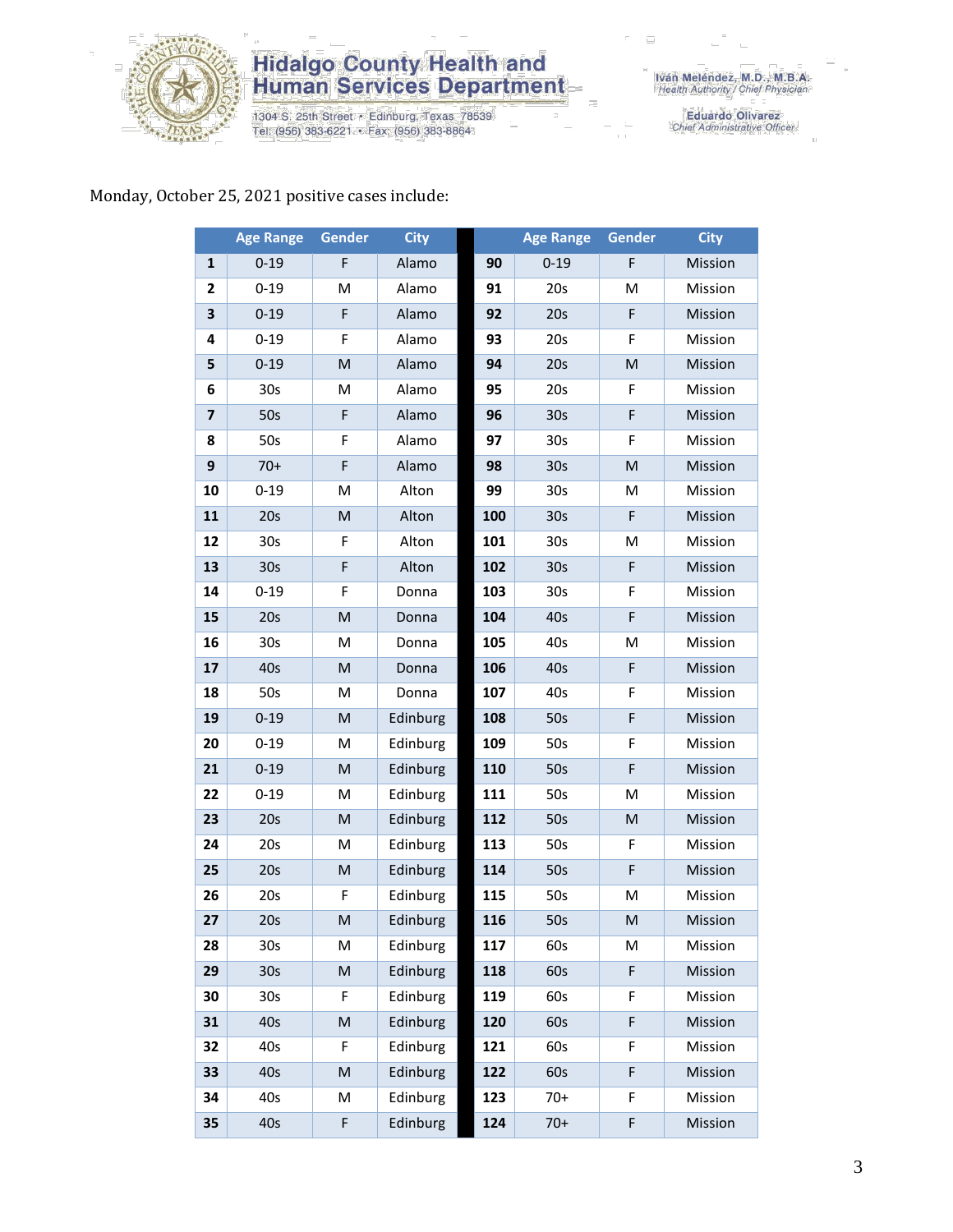Monday, October 25, 2021 positive cases include:

| | Age Range | Gender | City | | Age Range | Gender | City |
|---|---|---|---|---|---|---|---|
| 1 | 0-19 | F | Alamo | 90 | 0-19 | F | Mission |
| 2 | 0-19 | M | Alamo | 91 | 20s | M | Mission |
| 3 | 0-19 | F | Alamo | 92 | 20s | F | Mission |
| 4 | 0-19 | F | Alamo | 93 | 20s | F | Mission |
| 5 | 0-19 | M | Alamo | 94 | 20s | M | Mission |
| 6 | 30s | M | Alamo | 95 | 20s | F | Mission |
| 7 | 50s | F | Alamo | 96 | 30s | F | Mission |
| 8 | 50s | F | Alamo | 97 | 30s | F | Mission |
| 9 | 70+ | F | Alamo | 98 | 30s | M | Mission |
| 10 | 0-19 | M | Alton | 99 | 30s | M | Mission |
| 11 | 20s | M | Alton | 100 | 30s | F | Mission |
| 12 | 30s | F | Alton | 101 | 30s | M | Mission |
| 13 | 30s | F | Alton | 102 | 30s | F | Mission |
| 14 | 0-19 | F | Donna | 103 | 30s | F | Mission |
| 15 | 20s | M | Donna | 104 | 40s | F | Mission |
| 16 | 30s | M | Donna | 105 | 40s | M | Mission |
| 17 | 40s | M | Donna | 106 | 40s | F | Mission |
| 18 | 50s | M | Donna | 107 | 40s | F | Mission |
| 19 | 0-19 | M | Edinburg | 108 | 50s | F | Mission |
| 20 | 0-19 | M | Edinburg | 109 | 50s | F | Mission |
| 21 | 0-19 | M | Edinburg | 110 | 50s | F | Mission |
| 22 | 0-19 | M | Edinburg | 111 | 50s | M | Mission |
| 23 | 20s | M | Edinburg | 112 | 50s | M | Mission |
| 24 | 20s | M | Edinburg | 113 | 50s | F | Mission |
| 25 | 20s | M | Edinburg | 114 | 50s | F | Mission |
| 26 | 20s | F | Edinburg | 115 | 50s | M | Mission |
| 27 | 20s | M | Edinburg | 116 | 50s | M | Mission |
| 28 | 30s | M | Edinburg | 117 | 60s | M | Mission |
| 29 | 30s | M | Edinburg | 118 | 60s | F | Mission |
| 30 | 30s | F | Edinburg | 119 | 60s | F | Mission |
| 31 | 40s | M | Edinburg | 120 | 60s | F | Mission |
| 32 | 40s | F | Edinburg | 121 | 60s | F | Mission |
| 33 | 40s | M | Edinburg | 122 | 60s | F | Mission |
| 34 | 40s | M | Edinburg | 123 | 70+ | F | Mission |
| 35 | 40s | F | Edinburg | 124 | 70+ | F | Mission |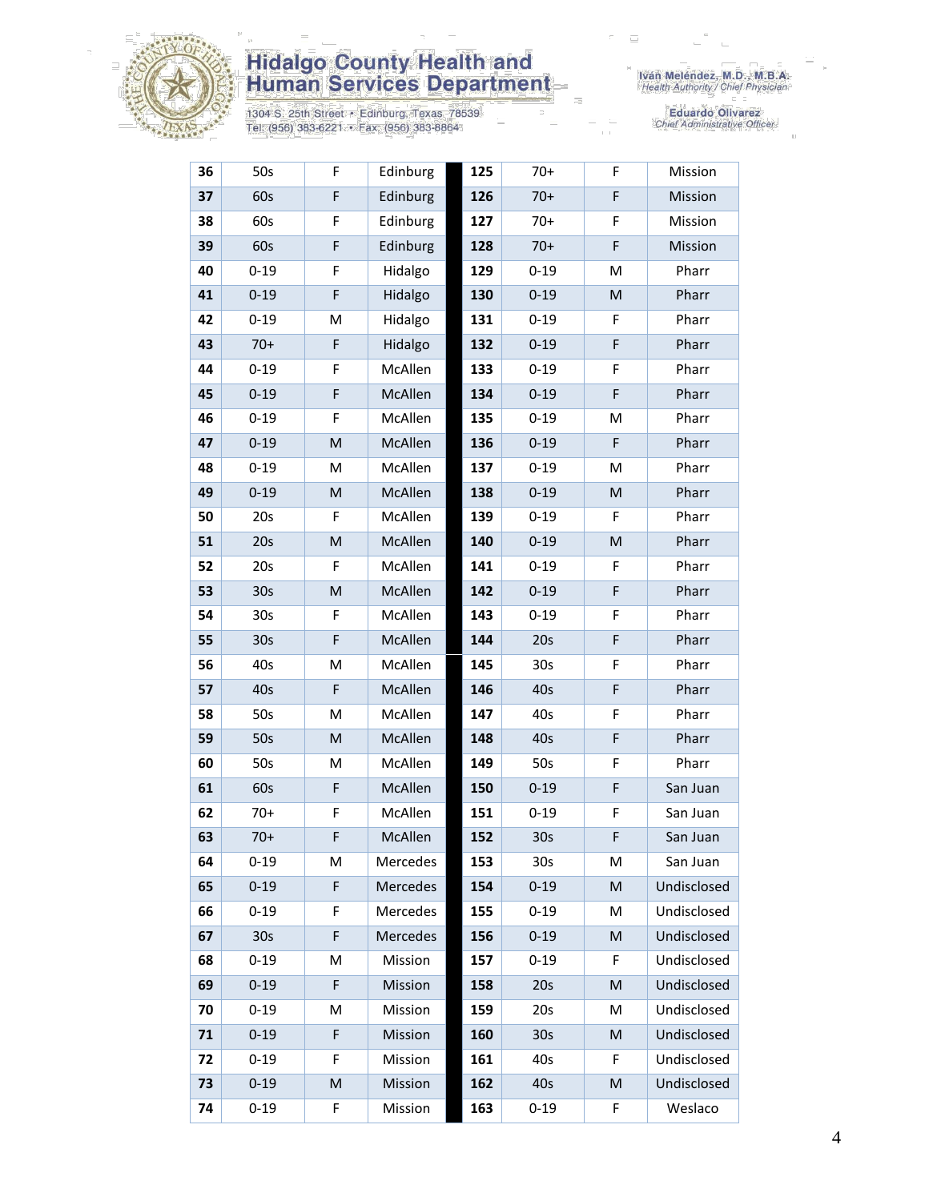| 36 | 50s | F | Edinburg | | 125 | 70+ | F | Mission |
|---|---|---|---|---|---|---|---|---|
| 37 | 60s | F | Edinburg | | 126 | 70+ | F | Mission |
| 38 | 60s | F | Edinburg | | 127 | 70+ | F | Mission |
| 39 | 60s | F | Edinburg | | 128 | 70+ | F | Mission |
| 40 | 0-19 | F | Hidalgo | | 129 | 0-19 | M | Pharr |
| 41 | 0-19 | F | Hidalgo | | 130 | 0-19 | M | Pharr |
| 42 | 0-19 | M | Hidalgo | | 131 | 0-19 | F | Pharr |
| 43 | 70+ | F | Hidalgo | | 132 | 0-19 | F | Pharr |
| 44 | 0-19 | F | McAllen | | 133 | 0-19 | F | Pharr |
| 45 | 0-19 | F | McAllen | | 134 | 0-19 | F | Pharr |
| 46 | 0-19 | F | McAllen | | 135 | 0-19 | M | Pharr |
| 47 | 0-19 | M | McAllen | | 136 | 0-19 | F | Pharr |
| 48 | 0-19 | M | McAllen | | 137 | 0-19 | M | Pharr |
| 49 | 0-19 | M | McAllen | | 138 | 0-19 | M | Pharr |
| 50 | 20s | F | McAllen | | 139 | 0-19 | F | Pharr |
| 51 | 20s | M | McAllen | | 140 | 0-19 | M | Pharr |
| 52 | 20s | F | McAllen | | 141 | 0-19 | F | Pharr |
| 53 | 30s | M | McAllen | | 142 | 0-19 | F | Pharr |
| 54 | 30s | F | McAllen | | 143 | 0-19 | F | Pharr |
| 55 | 30s | F | McAllen | | 144 | 20s | F | Pharr |
| 56 | 40s | M | McAllen | | 145 | 30s | F | Pharr |
| 57 | 40s | F | McAllen | | 146 | 40s | F | Pharr |
| 58 | 50s | M | McAllen | | 147 | 40s | F | Pharr |
| 59 | 50s | M | McAllen | | 148 | 40s | F | Pharr |
| 60 | 50s | M | McAllen | | 149 | 50s | F | Pharr |
| 61 | 60s | F | McAllen | | 150 | 0-19 | F | San Juan |
| 62 | 70+ | F | McAllen | | 151 | 0-19 | F | San Juan |
| 63 | 70+ | F | McAllen | | 152 | 30s | F | San Juan |
| 64 | 0-19 | M | Mercedes | | 153 | 30s | M | San Juan |
| 65 | 0-19 | F | Mercedes | | 154 | 0-19 | M | Undisclosed |
| 66 | 0-19 | F | Mercedes | | 155 | 0-19 | M | Undisclosed |
| 67 | 30s | F | Mercedes | | 156 | 0-19 | M | Undisclosed |
| 68 | 0-19 | M | Mission | | 157 | 0-19 | F | Undisclosed |
| 69 | 0-19 | F | Mission | | 158 | 20s | M | Undisclosed |
| 70 | 0-19 | M | Mission | | 159 | 20s | M | Undisclosed |
| 71 | 0-19 | F | Mission | | 160 | 30s | M | Undisclosed |
| 72 | 0-19 | F | Mission | | 161 | 40s | F | Undisclosed |
| 73 | 0-19 | M | Mission | | 162 | 40s | M | Undisclosed |
| 74 | 0-19 | F | Mission | | 163 | 0-19 | F | Weslaco |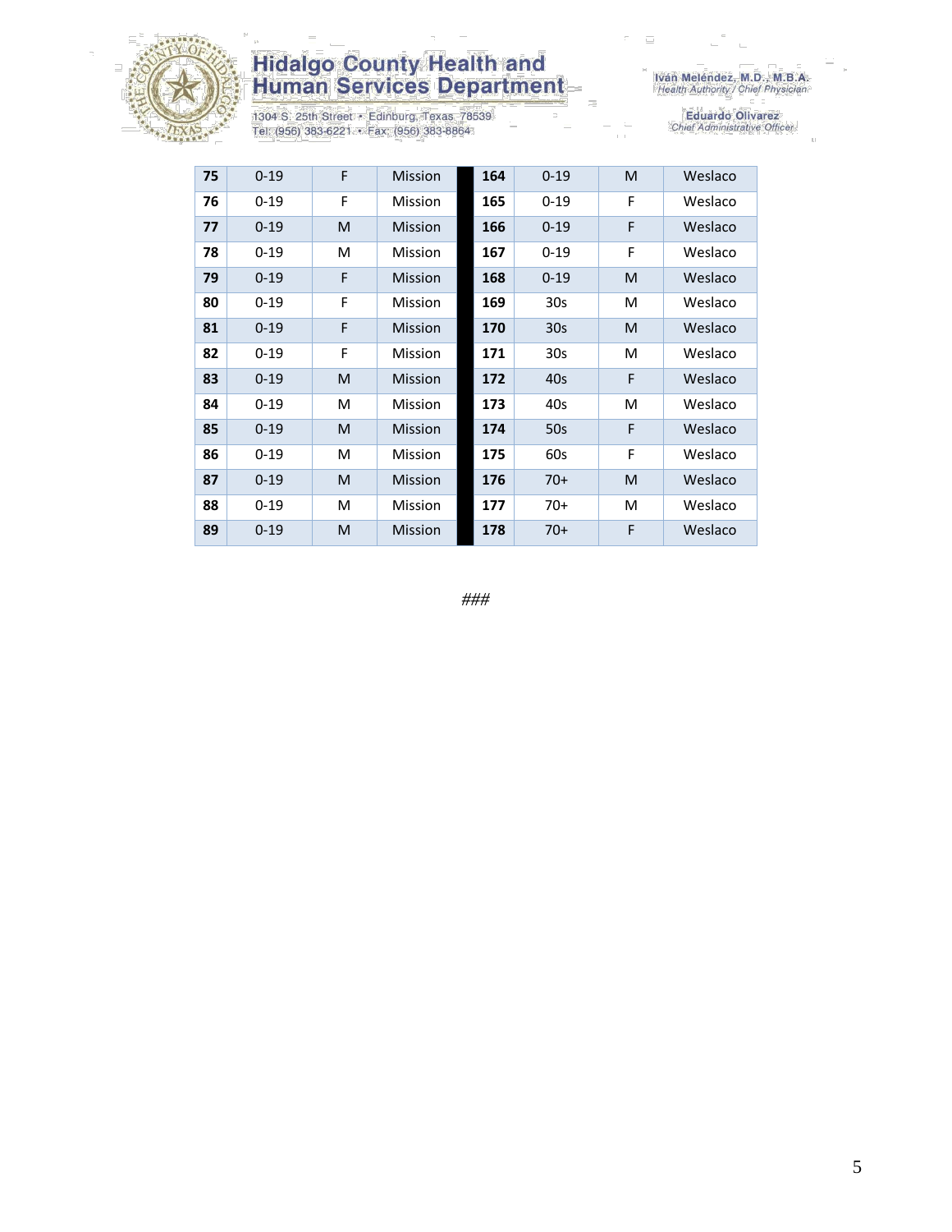| | | | | | | | | |
|---|---|---|---|---|---|---|---|---|
| **75** | 0-19 | F | Mission | | **164** | 0-19 | M | Weslaco |
| **76** | 0-19 | F | Mission | | **165** | 0-19 | F | Weslaco |
| **77** | 0-19 | M | Mission | | **166** | 0-19 | F | Weslaco |
| **78** | 0-19 | M | Mission | | **167** | 0-19 | F | Weslaco |
| **79** | 0-19 | F | Mission | | **168** | 0-19 | M | Weslaco |
| **80** | 0-19 | F | Mission | | **169** | 30s | M | Weslaco |
| **81** | 0-19 | F | Mission | | **170** | 30s | M | Weslaco |
| **82** | 0-19 | F | Mission | | **171** | 30s | M | Weslaco |
| **83** | 0-19 | M | Mission | | **172** | 40s | F | Weslaco |
| **84** | 0-19 | M | Mission | | **173** | 40s | M | Weslaco |
| **85** | 0-19 | M | Mission | | **174** | 50s | F | Weslaco |
| **86** | 0-19 | M | Mission | | **175** | 60s | F | Weslaco |
| **87** | 0-19 | M | Mission | | **176** | 70+ | M | Weslaco |
| **88** | 0-19 | M | Mission | | **177** | 70+ | M | Weslaco |
| **89** | 0-19 | M | Mission | | **178** | 70+ | F | Weslaco |

###